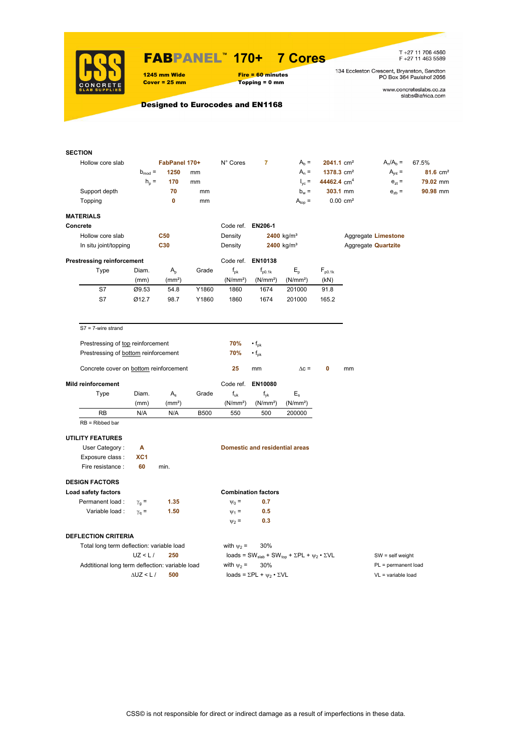# FABPANEL™ 170+ 7 Cores

**1245 mm Wide** **Fire = 60 minutes**
**Cover = 25 mm** **Topping = 0 mm**

T +27 11 706 4560
F +27 11 463 5589

134 Eccleston Crescent, Bryanston, Sandton
PO Box 364 Paulshof 2056

www.concreteslabs.co.za
slabs@iafrica.com

**Designed to Eurocodes and EN1168**

## SECTION

| | | | | | | | | | |
|---|---|---|---|---|---|---|---|---|---|
| Hollow core slab | | FabPanel 170+ | N° Cores | 7 | $A_b$ = | 2041.1 cm² | $A_n/A_b$ = | 67.5% | |
| | $b_{mod}$ = | 1250 mm | | | $A_n$ = | 1378.3 cm² | $A_{jnt}$ = | 81.6 cm² | |
| | $h_p$ = | 170 mm | | | $I_{yc}$ = | 44462.4 cm⁴ | $e_{zt}$ = | 79.02 mm | |
| Support depth | | 70 mm | | | $b_w$ = | 303.1 mm | $e_{zb}$ = | 90.98 mm | |
| Topping | | 0 mm | | | $A_{top}$ = | 0.00 cm² | | | |

## MATERIALS

**Concrete** — Code ref. **EN206-1**

| | | | | |
|---|---|---|---|---|
| Hollow core slab | C50 | Density 2400 kg/m³ | Aggregate | Limestone |
| In situ joint/topping | C30 | Density 2400 kg/m³ | Aggregate | Quartzite |

**Prestressing reinforcement** — Code ref. **EN10138**

| Type | Diam. (mm) | $A_p$ (mm²) | Grade | $f_{pk}$ (N/mm²) | $f_{p0.1k}$ (N/mm²) | $E_p$ (N/mm²) | $F_{p0.1k}$ (kN) |
|---|---|---|---|---|---|---|---|
| S7 | Ø9.53 | 54.8 | Y1860 | 1860 | 1674 | 201000 | 91.8 |
| S7 | Ø12.7 | 98.7 | Y1860 | 1860 | 1674 | 201000 | 165.2 |

S7 = 7-wire strand

Prestressing of top reinforcement 70% • $f_{pk}$
Prestressing of bottom reinforcement 70% • $f_{pk}$

Concrete cover on bottom reinforcement 25 mm $\Delta c$ = 0 mm

**Mild reinforcement** — Code ref. **EN10080**

| Type | Diam. (mm) | $A_s$ (mm²) | Grade | $f_{uk}$ (N/mm²) | $f_{yk}$ (N/mm²) | $E_s$ (N/mm²) |
|---|---|---|---|---|---|---|
| RB | N/A | N/A | B500 | 550 | 500 | 200000 |

RB = Ribbed bar

## UTILITY FEATURES

User Category : **A** — **Domestic and residential areas**
Exposure class : **XC1**
Fire resistance : **60** min.

## DESIGN FACTORS

**Load safety factors**

Permanent load : $\gamma_g$ = 1.35
Variable load : $\gamma_q$ = 1.50

**Combination factors**

$\psi_0$ = 0.7
$\psi_1$ = 0.5
$\psi_2$ = 0.3

## DEFLECTION CRITERIA

Total long term deflection: variable load with $\psi_2$ = 30%
UZ < L / 250 loads = $SW_{slab}$ + $SW_{top}$ + ΣPL + $\psi_2$ • ΣVL

Addtitional long term deflection: variable load with $\psi_2$ = 30%
ΔUZ < L / 500 loads = ΣPL + $\psi_2$ • ΣVL

SW = self weight
PL = permanent load
VL = variable load

CSS© is not responsible for direct or indirect damage as a result of imperfections in these data.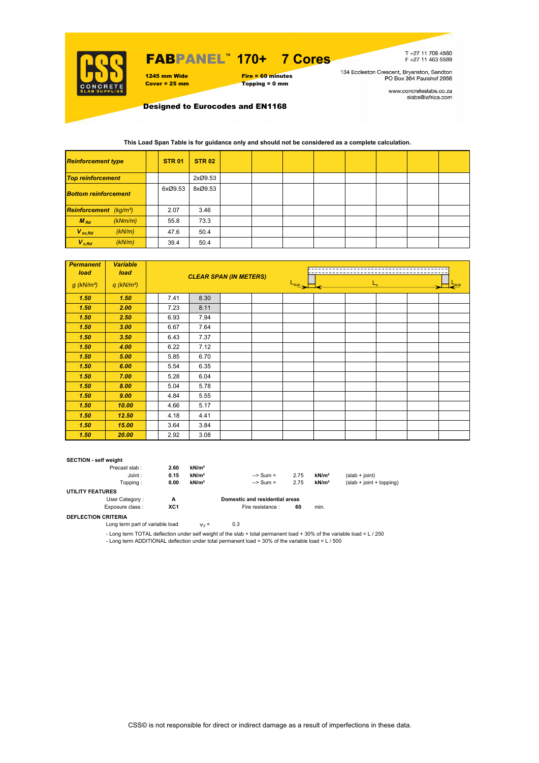# FABPANEL™ 170+ 7 Cores

**1245 mm Wide**
**Cover = 25 mm**

**Fire = 60 minutes**
**Topping = 0 mm**

T +27 11 706 4560
F +27 11 463 5589

134 Eccleston Crescent, Bryanston, Sandton
PO Box 364 Paulshof 2056

www.concreteslabs.co.za
slabs@iafrica.com

**Designed to Eurocodes and EN1168**

**This Load Span Table is for guidance only and should not be considered as a complete calculation.**

| *Reinforcement type* | **STR 01** | **STR 02** | | | | | | | |
|---|---|---|---|---|---|---|---|---|---|
| *Top reinforcement* | | 2xØ9.53 | | | | | | | |
| *Bottom reinforcement* | 6xØ9.53 | 8xØ9.53 | | | | | | | |
| *Reinforcement (kg/m²)* | 2.07 | 3.46 | | | | | | | |
| $M_{Rd}$ (kNm/m) | 55.8 | 73.3 | | | | | | | |
| $V_{nc,Rd}$ (kN/m) | 47.6 | 50.4 | | | | | | | |
| $V_{c,Rd}$ (kN/m) | 39.4 | 50.4 | | | | | | | |

| *Permanent load* g (kN/m²) | *Variable load* q (kN/m²) | *CLEAR SPAN (IN METERS)* ($L_{sup}$, $L_n$, $L_{sup}$) | | | | | | | | |
|---|---|---|---|---|---|---|---|---|---|---|
| **1.50** | **1.50** | 7.41 | 8.30 | | | | | | | |
| **1.50** | **2.00** | 7.23 | 8.11 | | | | | | | |
| **1.50** | **2.50** | 6.93 | 7.94 | | | | | | | |
| **1.50** | **3.00** | 6.67 | 7.64 | | | | | | | |
| **1.50** | **3.50** | 6.43 | 7.37 | | | | | | | |
| **1.50** | **4.00** | 6.22 | 7.12 | | | | | | | |
| **1.50** | **5.00** | 5.85 | 6.70 | | | | | | | |
| **1.50** | **6.00** | 5.54 | 6.35 | | | | | | | |
| **1.50** | **7.00** | 5.28 | 6.04 | | | | | | | |
| **1.50** | **8.00** | 5.04 | 5.78 | | | | | | | |
| **1.50** | **9.00** | 4.84 | 5.55 | | | | | | | |
| **1.50** | **10.00** | 4.66 | 5.17 | | | | | | | |
| **1.50** | **12.50** | 4.18 | 4.41 | | | | | | | |
| **1.50** | **15.00** | 3.64 | 3.84 | | | | | | | |
| **1.50** | **20.00** | 2.92 | 3.08 | | | | | | | |

**SECTION - self weight**

| | | | | | | |
|---|---|---|---|---|---|---|
| Precast slab : | **2.60** | **kN/m²** | | | | |
| Joint : | **0.15** | **kN/m²** | --> Sum = | 2.75 | **kN/m²** | (slab + joint) |
| Topping : | **0.00** | **kN/m²** | --> Sum = | 2.75 | **kN/m²** | (slab + joint + topping) |

**UTILITY FEATURES**

User Category : **A** — **Domestic and residential areas**
Exposure class : **XC1** — Fire resistance : **60** min.

**DEFLECTION CRITERIA**

Long term part of variable load $\psi_2 =$ 0.3

- Long term TOTAL deflection under self weight of the slab + total permanent load + 30% of the variable load < L / 250
- Long term ADDITIONAL deflection under total permanent load + 30% of the variable load < L / 500

CSS© is not responsible for direct or indirect damage as a result of imperfections in these data.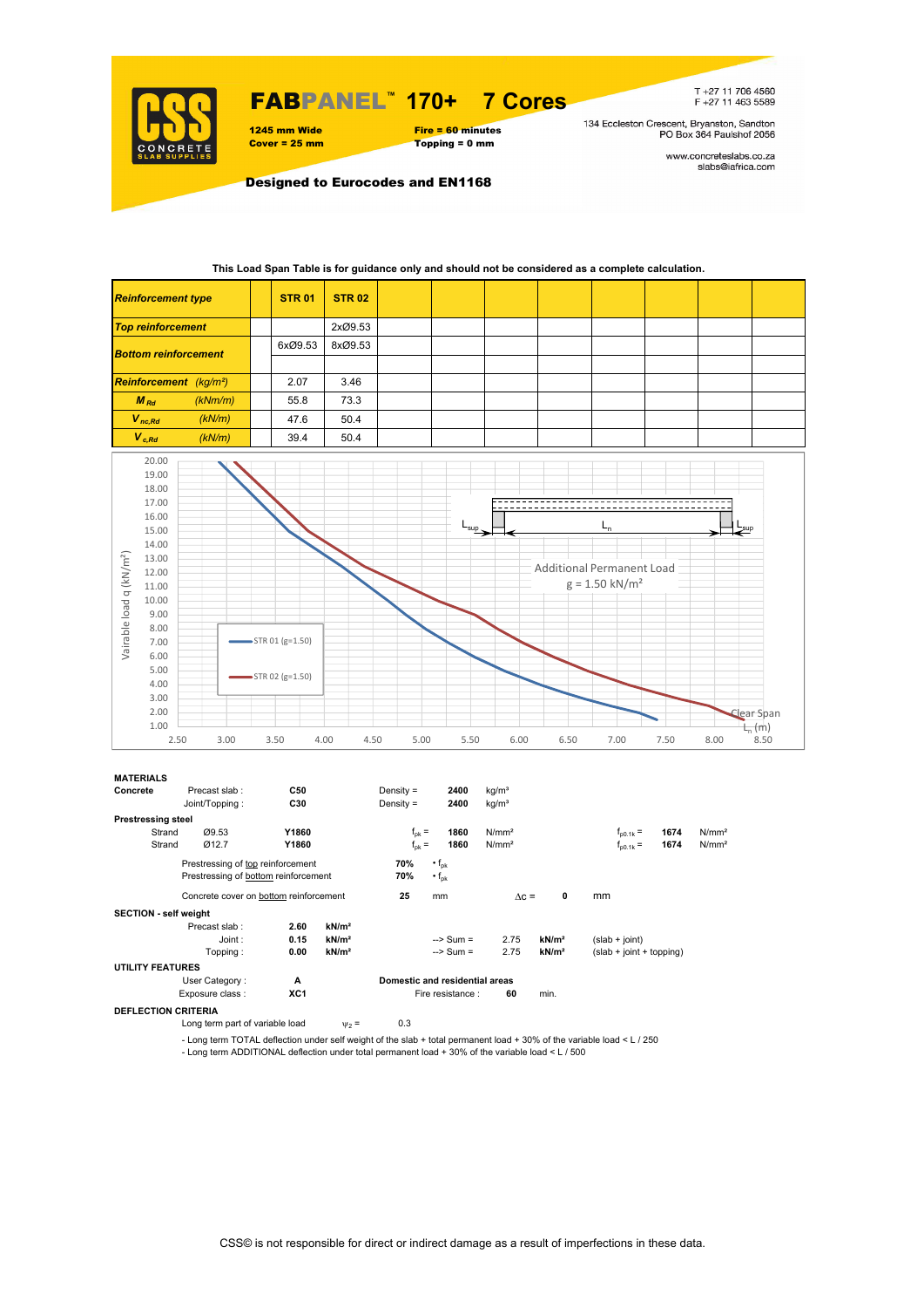# FABPANEL™ 170+ 7 Cores

**1245 mm Wide**
**Cover = 25 mm**

**Fire = 60 minutes**
**Topping = 0 mm**

T +27 11 706 4560
F +27 11 463 5589

134 Eccleston Crescent, Bryanston, Sandton
PO Box 364 Paulshof 2056

www.concreteslabs.co.za
slabs@iafrica.com

**Designed to Eurocodes and EN1168**

**This Load Span Table is for guidance only and should not be considered as a complete calculation.**

| *Reinforcement type* | | STR 01 | STR 02 | | | | | | | | |
|---|---|---|---|---|---|---|---|---|---|---|---|
| *Top reinforcement* | | | 2xØ9.53 | | | | | | | | |
| *Bottom reinforcement* | | 6xØ9.53 | 8xØ9.53 | | | | | | | | |
| | | | | | | | | | | | |
| *Reinforcement (kg/m²)* | | 2.07 | 3.46 | | | | | | | | |
| $M_{Rd}$ (kNm/m) | | 55.8 | 73.3 | | | | | | | | |
| $V_{nc,Rd}$ (kN/m) | | 47.6 | 50.4 | | | | | | | | |
| $V_{c,Rd}$ (kN/m) | | 39.4 | 50.4 | | | | | | | | |

Vairable load q (kN/m²)

20.00 19.00 18.00 17.00 16.00 15.00 14.00 13.00 12.00 11.00 10.00 9.00 8.00 7.00 6.00 5.00 4.00 3.00 2.00 1.00

2.50 3.00 3.50 4.00 4.50 5.00 5.50 6.00 6.50 7.00 7.50 8.00 8.50

Clear Span $L_n$ (m)

$L_{sup}$ $L_n$ $L_{sup}$

Additional Permanent Load
g = 1.50 kN/m²

STR 01 (g=1.50)
STR 02 (g=1.50)

**MATERIALS**

**Concrete**
- Precast slab : **C50** Density = **2400** kg/m³
- Joint/Topping : **C30** Density = **2400** kg/m³

**Prestressing steel**
- Strand Ø9.53 **Y1860** $f_{pk}$ = **1860** N/mm² $f_{p0.1k}$ = **1674** N/mm²
- Strand Ø12.7 **Y1860** $f_{pk}$ = **1860** N/mm² $f_{p0.1k}$ = **1674** N/mm²

Prestressing of top reinforcement **70%** $\cdot f_{pk}$
Prestressing of bottom reinforcement **70%** $\cdot f_{pk}$

Concrete cover on bottom reinforcement **25** mm $\Delta c$ = **0** mm

**SECTION - self weight**
- Precast slab : **2.60** **kN/m²**
- Joint : **0.15** **kN/m²** --> Sum = 2.75 **kN/m²** (slab + joint)
- Topping : **0.00** **kN/m²** --> Sum = 2.75 **kN/m²** (slab + joint + topping)

**UTILITY FEATURES**
- User Category : **A** **Domestic and residential areas**
- Exposure class : **XC1** Fire resistance : **60** min.

**DEFLECTION CRITERIA**

Long term part of variable load $\psi_2$ = 0.3

- Long term TOTAL deflection under self weight of the slab + total permanent load + 30% of the variable load < L / 250
- Long term ADDITIONAL deflection under total permanent load + 30% of the variable load < L / 500

CSS© is not responsible for direct or indirect damage as a result of imperfections in these data.